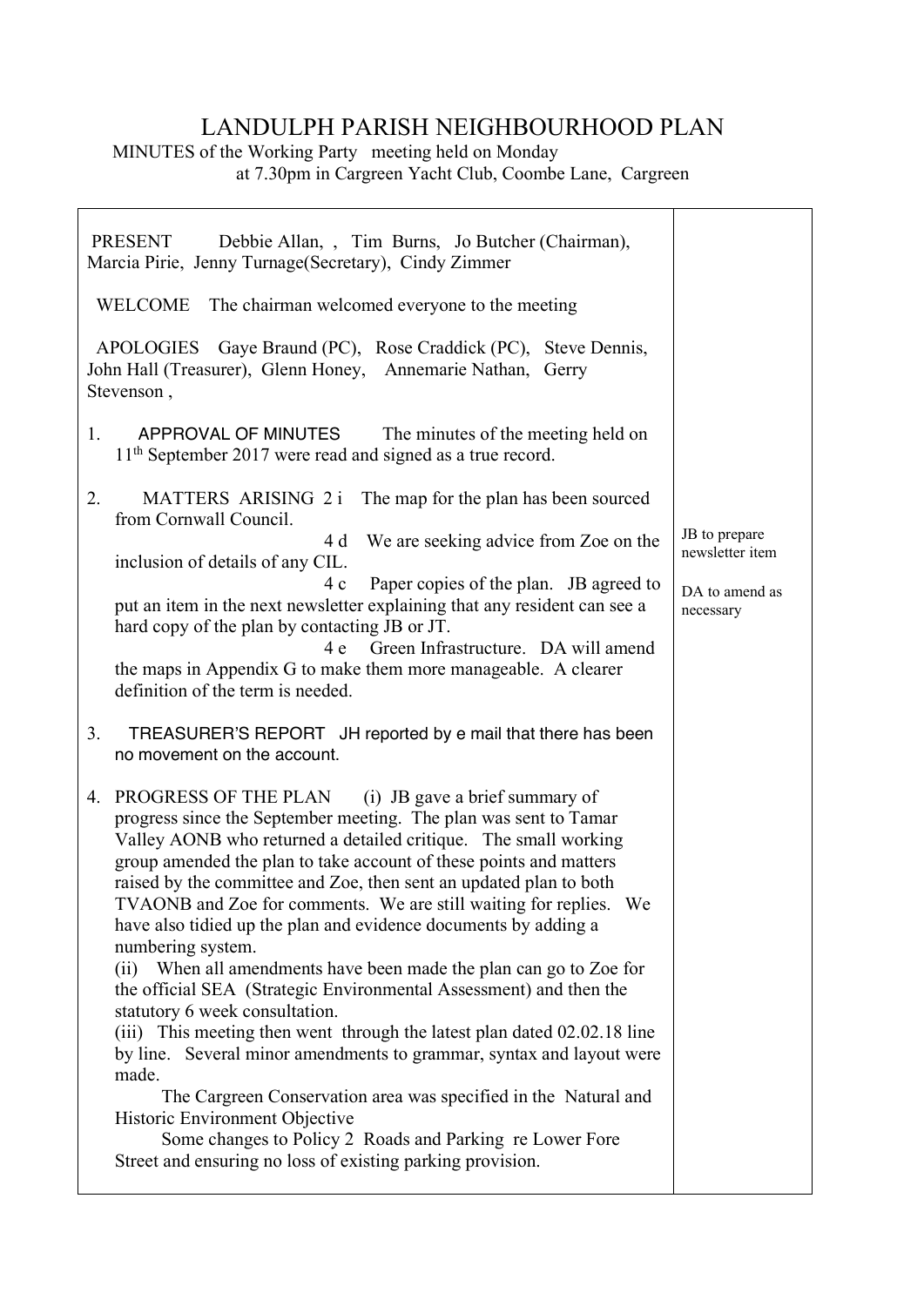# LANDULPH PARISH NEIGHBOURHOOD PLAN

MINUTES of the Working Party meeting held on Monday
at 7.30pm in Cargreen Yacht Club, Coombe Lane, Cargreen

| | |
|---|---|
| PRESENT Debbie Allan, , Tim Burns, Jo Butcher (Chairman), Marcia Pirie, Jenny Turnage(Secretary), Cindy Zimmer | |
| WELCOME The chairman welcomed everyone to the meeting | |
| APOLOGIES Gaye Braund (PC), Rose Craddick (PC), Steve Dennis, John Hall (Treasurer), Glenn Honey, Annemarie Nathan, Gerry Stevenson , | |
| 1. APPROVAL OF MINUTES The minutes of the meeting held on 11th September 2017 were read and signed as a true record. | |
| 2. MATTERS ARISING 2 i The map for the plan has been sourced from Cornwall Council.<br>4 d We are seeking advice from Zoe on the inclusion of details of any CIL.<br>4 c Paper copies of the plan. JB agreed to put an item in the next newsletter explaining that any resident can see a hard copy of the plan by contacting JB or JT.<br>4 e Green Infrastructure. DA will amend the maps in Appendix G to make them more manageable. A clearer definition of the term is needed. | JB to prepare newsletter item<br><br>DA to amend as necessary |
| 3. TREASURER'S REPORT JH reported by e mail that there has been no movement on the account. | |
| 4. PROGRESS OF THE PLAN (i) JB gave a brief summary of progress since the September meeting. The plan was sent to Tamar Valley AONB who returned a detailed critique. The small working group amended the plan to take account of these points and matters raised by the committee and Zoe, then sent an updated plan to both TVAONB and Zoe for comments. We are still waiting for replies. We have also tidied up the plan and evidence documents by adding a numbering system.<br>(ii) When all amendments have been made the plan can go to Zoe for the official SEA (Strategic Environmental Assessment) and then the statutory 6 week consultation.<br>(iii) This meeting then went through the latest plan dated 02.02.18 line by line. Several minor amendments to grammar, syntax and layout were made.<br>The Cargreen Conservation area was specified in the Natural and Historic Environment Objective<br>Some changes to Policy 2 Roads and Parking re Lower Fore Street and ensuring no loss of existing parking provision. | |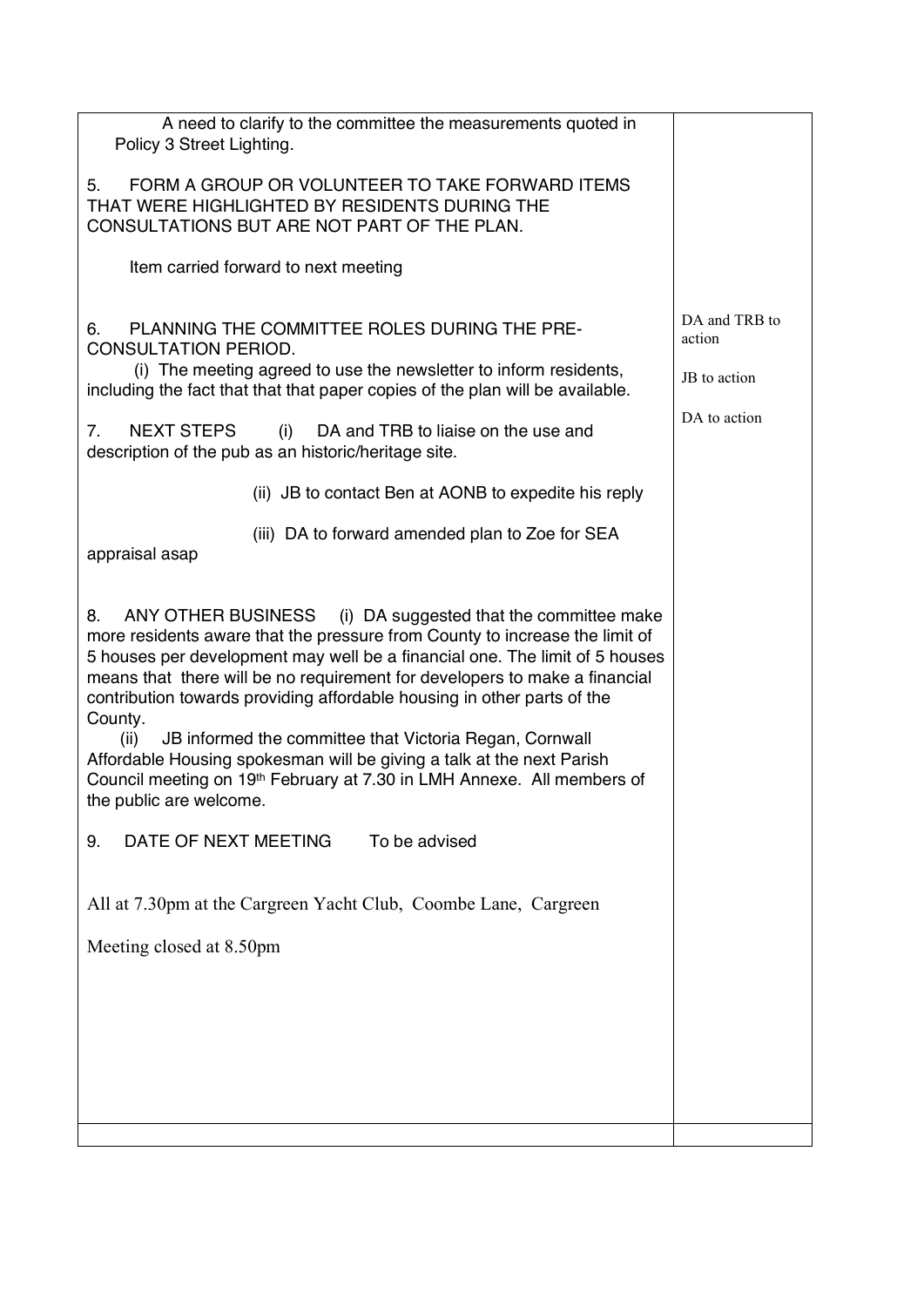| | |
|---|---|
| A need to clarify to the committee the measurements quoted in Policy 3 Street Lighting.<br><br>5. FORM A GROUP OR VOLUNTEER TO TAKE FORWARD ITEMS THAT WERE HIGHLIGHTED BY RESIDENTS DURING THE CONSULTATIONS BUT ARE NOT PART OF THE PLAN.<br><br>Item carried forward to next meeting<br><br>6. PLANNING THE COMMITTEE ROLES DURING THE PRE-CONSULTATION PERIOD.<br>(i) The meeting agreed to use the newsletter to inform residents, including the fact that that that paper copies of the plan will be available.<br><br>7. NEXT STEPS (i) DA and TRB to liaise on the use and description of the pub as an historic/heritage site.<br><br>(ii) JB to contact Ben at AONB to expedite his reply<br><br>(iii) DA to forward amended plan to Zoe for SEA appraisal asap<br><br>8. ANY OTHER BUSINESS (i) DA suggested that the committee make more residents aware that the pressure from County to increase the limit of 5 houses per development may well be a financial one. The limit of 5 houses means that there will be no requirement for developers to make a financial contribution towards providing affordable housing in other parts of the County.<br>(ii) JB informed the committee that Victoria Regan, Cornwall Affordable Housing spokesman will be giving a talk at the next Parish Council meeting on 19th February at 7.30 in LMH Annexe. All members of the public are welcome.<br><br>9. DATE OF NEXT MEETING To be advised<br><br>All at 7.30pm at the Cargreen Yacht Club, Coombe Lane, Cargreen<br><br>Meeting closed at 8.50pm | DA and TRB to action<br><br>JB to action<br><br>DA to action |
| | |